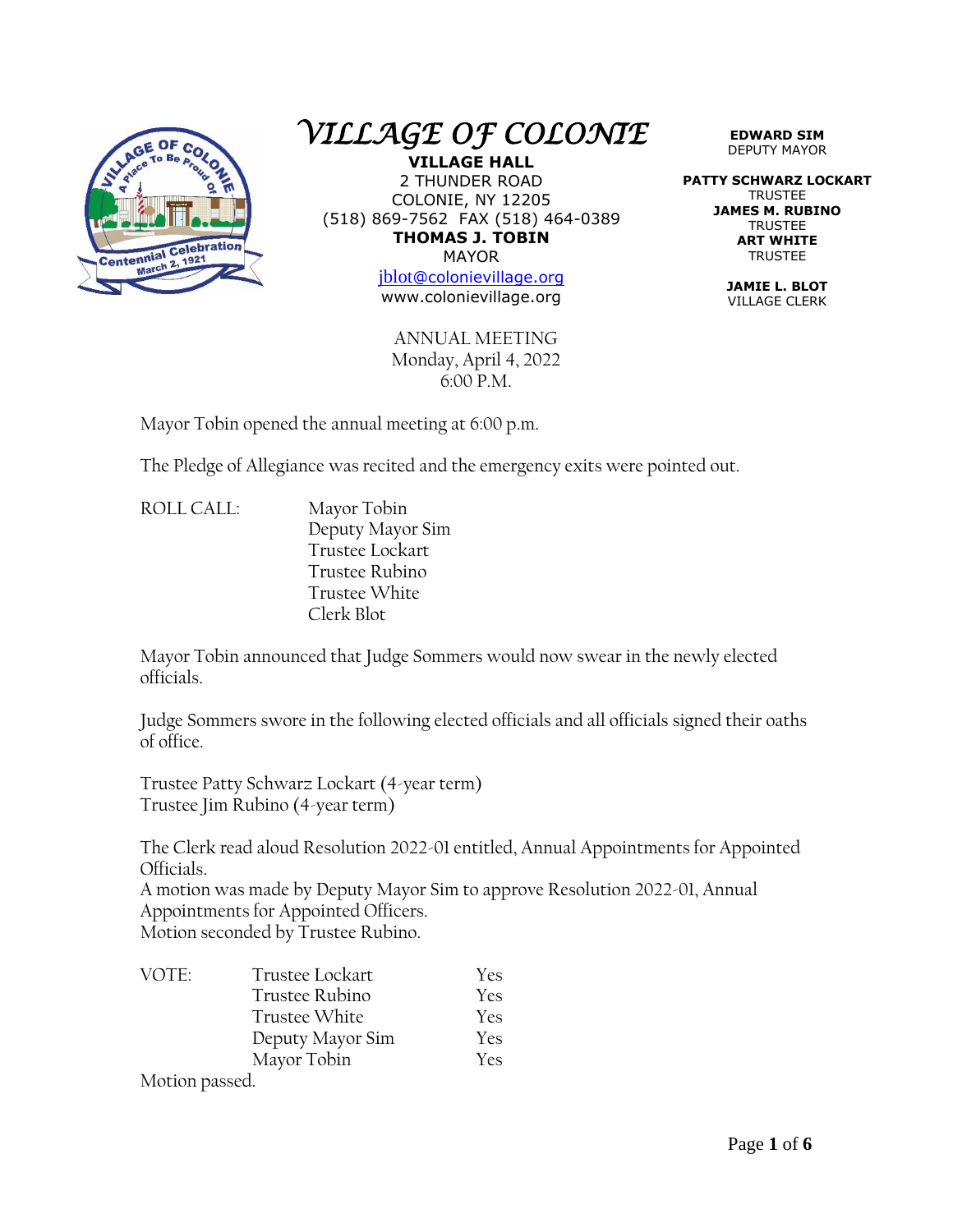# VILLAGE OF COLONIE

**VILLAGE HALL**
2 THUNDER ROAD
COLONIE, NY 12205
(518) 869-7562 FAX (518) 464-0389

**THOMAS J. TOBIN**
MAYOR

jblot@colonievillage.org
www.colonievillage.org

**EDWARD SIM**
DEPUTY MAYOR

**PATTY SCHWARZ LOCKART**
TRUSTEE

**JAMES M. RUBINO**
TRUSTEE

**ART WHITE**
TRUSTEE

**JAMIE L. BLOT**
VILLAGE CLERK

ANNUAL MEETING
Monday, April 4, 2022
6:00 P.M.

Mayor Tobin opened the annual meeting at 6:00 p.m.

The Pledge of Allegiance was recited and the emergency exits were pointed out.

ROLL CALL:
- Mayor Tobin
- Deputy Mayor Sim
- Trustee Lockart
- Trustee Rubino
- Trustee White
- Clerk Blot

Mayor Tobin announced that Judge Sommers would now swear in the newly elected officials.

Judge Sommers swore in the following elected officials and all officials signed their oaths of office.

Trustee Patty Schwarz Lockart (4-year term)
Trustee Jim Rubino (4-year term)

The Clerk read aloud Resolution 2022-01 entitled, Annual Appointments for Appointed Officials.
A motion was made by Deputy Mayor Sim to approve Resolution 2022-01, Annual Appointments for Appointed Officers.
Motion seconded by Trustee Rubino.

| VOTE: | | |
|---|---|---|
| | Trustee Lockart | Yes |
| | Trustee Rubino | Yes |
| | Trustee White | Yes |
| | Deputy Mayor Sim | Yes |
| | Mayor Tobin | Yes |

Motion passed.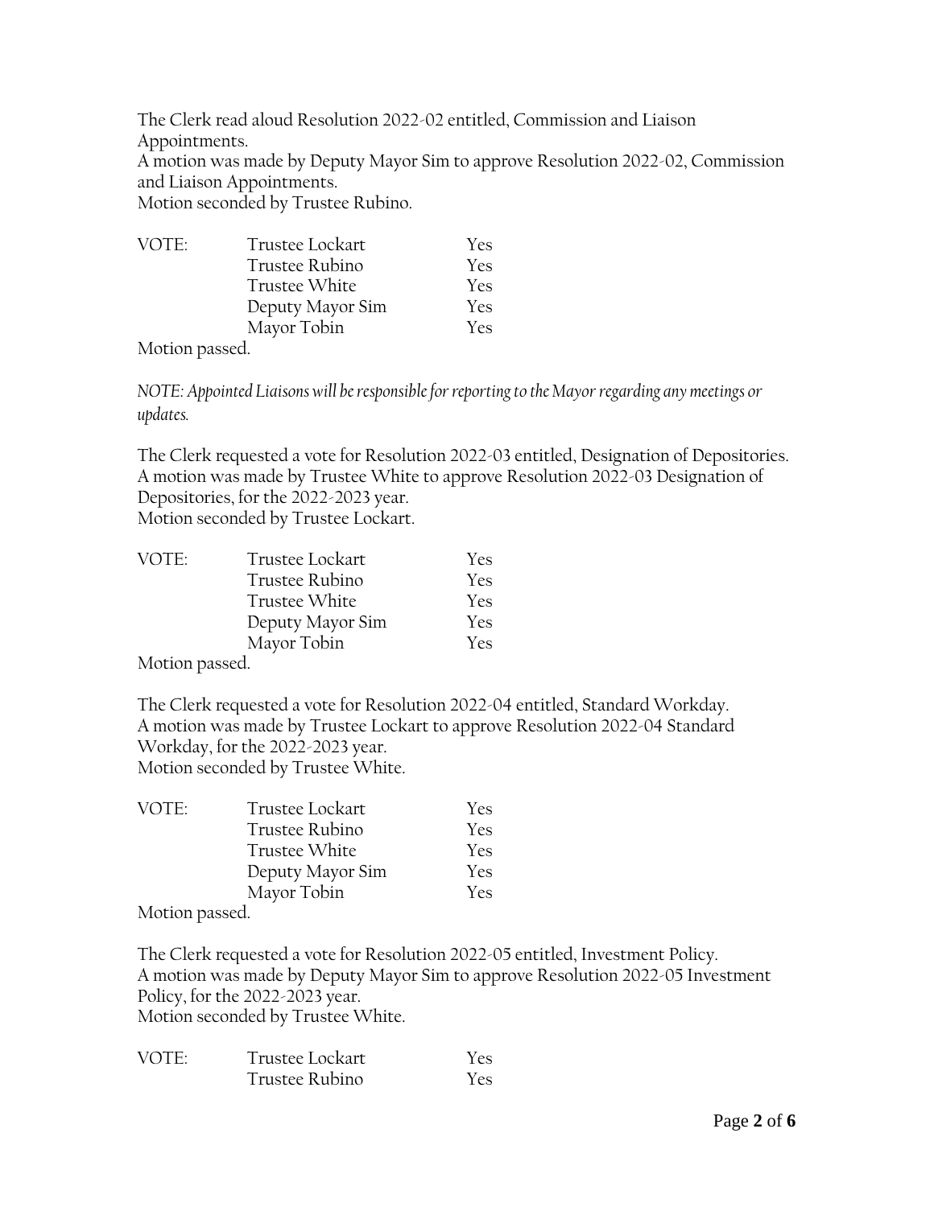The Clerk read aloud Resolution 2022-02 entitled, Commission and Liaison Appointments.
A motion was made by Deputy Mayor Sim to approve Resolution 2022-02, Commission and Liaison Appointments.
Motion seconded by Trustee Rubino.

| VOTE: | Trustee Lockart | Yes |
|---|---|---|
| | Trustee Rubino | Yes |
| | Trustee White | Yes |
| | Deputy Mayor Sim | Yes |
| | Mayor Tobin | Yes |

Motion passed.

*NOTE: Appointed Liaisons will be responsible for reporting to the Mayor regarding any meetings or updates.*

The Clerk requested a vote for Resolution 2022-03 entitled, Designation of Depositories.
A motion was made by Trustee White to approve Resolution 2022-03 Designation of Depositories, for the 2022-2023 year.
Motion seconded by Trustee Lockart.

| VOTE: | Trustee Lockart | Yes |
|---|---|---|
| | Trustee Rubino | Yes |
| | Trustee White | Yes |
| | Deputy Mayor Sim | Yes |
| | Mayor Tobin | Yes |

Motion passed.

The Clerk requested a vote for Resolution 2022-04 entitled, Standard Workday.
A motion was made by Trustee Lockart to approve Resolution 2022-04 Standard Workday, for the 2022-2023 year.
Motion seconded by Trustee White.

| VOTE: | Trustee Lockart | Yes |
|---|---|---|
| | Trustee Rubino | Yes |
| | Trustee White | Yes |
| | Deputy Mayor Sim | Yes |
| | Mayor Tobin | Yes |

Motion passed.

The Clerk requested a vote for Resolution 2022-05 entitled, Investment Policy.
A motion was made by Deputy Mayor Sim to approve Resolution 2022-05 Investment Policy, for the 2022-2023 year.
Motion seconded by Trustee White.

| VOTE: | Trustee Lockart | Yes |
|---|---|---|
| | Trustee Rubino | Yes |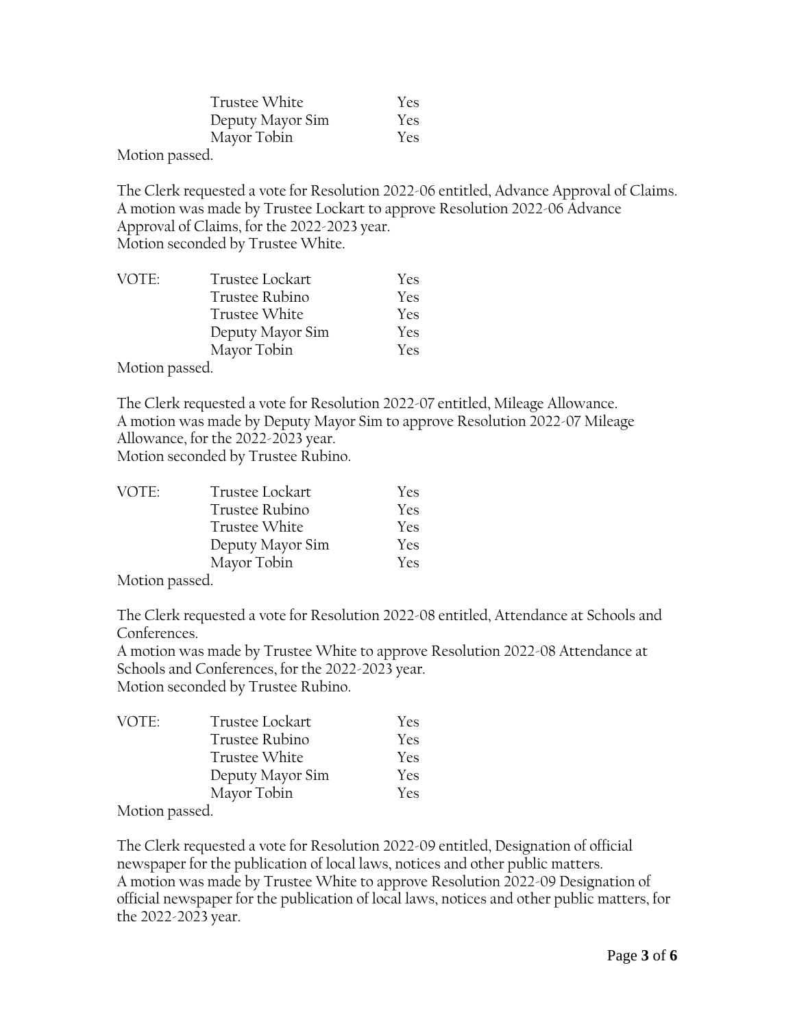| | | |
|---|---|---|
| | Trustee White | Yes |
| | Deputy Mayor Sim | Yes |
| | Mayor Tobin | Yes |

Motion passed.

The Clerk requested a vote for Resolution 2022-06 entitled, Advance Approval of Claims.
A motion was made by Trustee Lockart to approve Resolution 2022-06 Advance Approval of Claims, for the 2022-2023 year.
Motion seconded by Trustee White.

| VOTE: | Trustee Lockart | Yes |
|---|---|---|
| | Trustee Rubino | Yes |
| | Trustee White | Yes |
| | Deputy Mayor Sim | Yes |
| | Mayor Tobin | Yes |

Motion passed.

The Clerk requested a vote for Resolution 2022-07 entitled, Mileage Allowance.
A motion was made by Deputy Mayor Sim to approve Resolution 2022-07 Mileage Allowance, for the 2022-2023 year.
Motion seconded by Trustee Rubino.

| VOTE: | Trustee Lockart | Yes |
|---|---|---|
| | Trustee Rubino | Yes |
| | Trustee White | Yes |
| | Deputy Mayor Sim | Yes |
| | Mayor Tobin | Yes |

Motion passed.

The Clerk requested a vote for Resolution 2022-08 entitled, Attendance at Schools and Conferences.
A motion was made by Trustee White to approve Resolution 2022-08 Attendance at Schools and Conferences, for the 2022-2023 year.
Motion seconded by Trustee Rubino.

| VOTE: | Trustee Lockart | Yes |
|---|---|---|
| | Trustee Rubino | Yes |
| | Trustee White | Yes |
| | Deputy Mayor Sim | Yes |
| | Mayor Tobin | Yes |

Motion passed.

The Clerk requested a vote for Resolution 2022-09 entitled, Designation of official newspaper for the publication of local laws, notices and other public matters.
A motion was made by Trustee White to approve Resolution 2022-09 Designation of official newspaper for the publication of local laws, notices and other public matters, for the 2022-2023 year.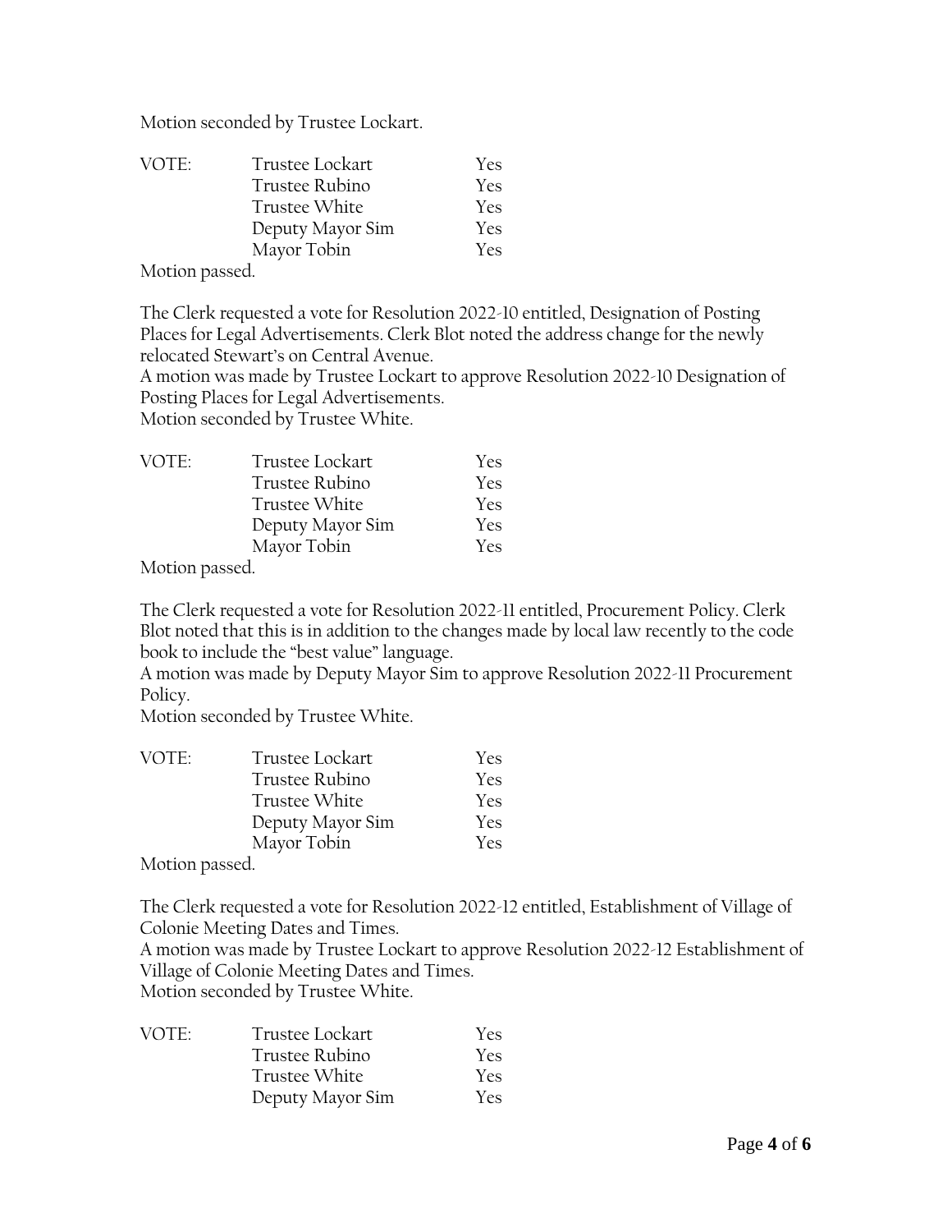Motion seconded by Trustee Lockart.

| VOTE: | Trustee Lockart | Yes |
|---|---|---|
| | Trustee Rubino | Yes |
| | Trustee White | Yes |
| | Deputy Mayor Sim | Yes |
| | Mayor Tobin | Yes |

Motion passed.

The Clerk requested a vote for Resolution 2022-10 entitled, Designation of Posting Places for Legal Advertisements. Clerk Blot noted the address change for the newly relocated Stewart's on Central Avenue.
A motion was made by Trustee Lockart to approve Resolution 2022-10 Designation of Posting Places for Legal Advertisements.
Motion seconded by Trustee White.

| VOTE: | Trustee Lockart | Yes |
|---|---|---|
| | Trustee Rubino | Yes |
| | Trustee White | Yes |
| | Deputy Mayor Sim | Yes |
| | Mayor Tobin | Yes |

Motion passed.

The Clerk requested a vote for Resolution 2022-11 entitled, Procurement Policy. Clerk Blot noted that this is in addition to the changes made by local law recently to the code book to include the "best value" language.
A motion was made by Deputy Mayor Sim to approve Resolution 2022-11 Procurement Policy.
Motion seconded by Trustee White.

| VOTE: | Trustee Lockart | Yes |
|---|---|---|
| | Trustee Rubino | Yes |
| | Trustee White | Yes |
| | Deputy Mayor Sim | Yes |
| | Mayor Tobin | Yes |

Motion passed.

The Clerk requested a vote for Resolution 2022-12 entitled, Establishment of Village of Colonie Meeting Dates and Times.
A motion was made by Trustee Lockart to approve Resolution 2022-12 Establishment of Village of Colonie Meeting Dates and Times.
Motion seconded by Trustee White.

| VOTE: | Trustee Lockart | Yes |
|---|---|---|
| | Trustee Rubino | Yes |
| | Trustee White | Yes |
| | Deputy Mayor Sim | Yes |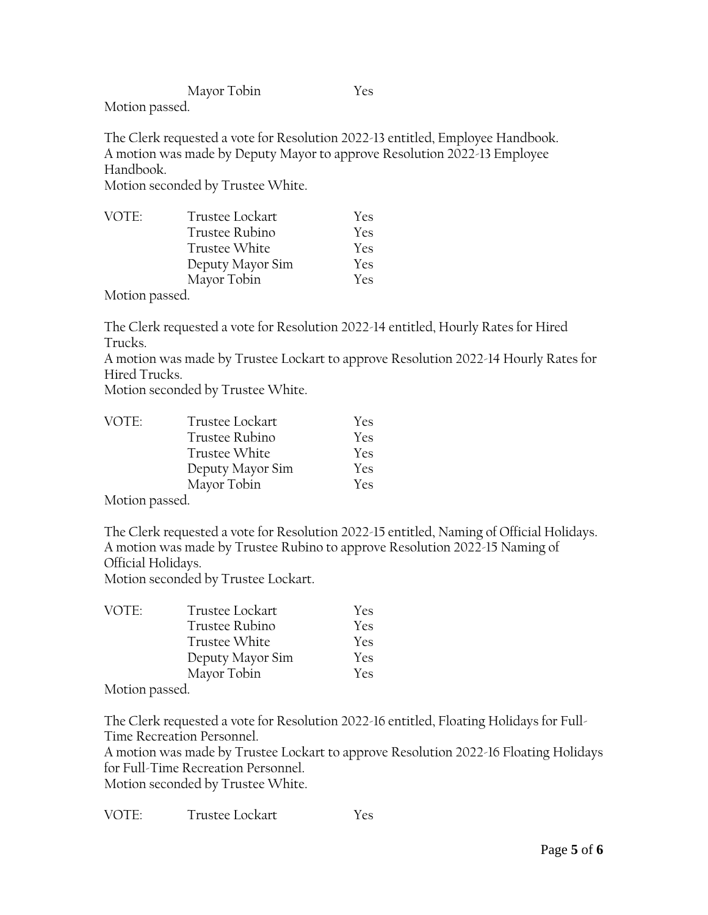| | Mayor Tobin | Yes |
|---|---|---|

Motion passed.

The Clerk requested a vote for Resolution 2022-13 entitled, Employee Handbook.
A motion was made by Deputy Mayor to approve Resolution 2022-13 Employee Handbook.
Motion seconded by Trustee White.

| VOTE: | Trustee Lockart | Yes |
|---|---|---|
| | Trustee Rubino | Yes |
| | Trustee White | Yes |
| | Deputy Mayor Sim | Yes |
| | Mayor Tobin | Yes |

Motion passed.

The Clerk requested a vote for Resolution 2022-14 entitled, Hourly Rates for Hired Trucks.
A motion was made by Trustee Lockart to approve Resolution 2022-14 Hourly Rates for Hired Trucks.
Motion seconded by Trustee White.

| VOTE: | Trustee Lockart | Yes |
|---|---|---|
| | Trustee Rubino | Yes |
| | Trustee White | Yes |
| | Deputy Mayor Sim | Yes |
| | Mayor Tobin | Yes |

Motion passed.

The Clerk requested a vote for Resolution 2022-15 entitled, Naming of Official Holidays.
A motion was made by Trustee Rubino to approve Resolution 2022-15 Naming of Official Holidays.
Motion seconded by Trustee Lockart.

| VOTE: | Trustee Lockart | Yes |
|---|---|---|
| | Trustee Rubino | Yes |
| | Trustee White | Yes |
| | Deputy Mayor Sim | Yes |
| | Mayor Tobin | Yes |

Motion passed.

The Clerk requested a vote for Resolution 2022-16 entitled, Floating Holidays for Full-Time Recreation Personnel.
A motion was made by Trustee Lockart to approve Resolution 2022-16 Floating Holidays for Full-Time Recreation Personnel.
Motion seconded by Trustee White.

| VOTE: | Trustee Lockart | Yes |
|---|---|---|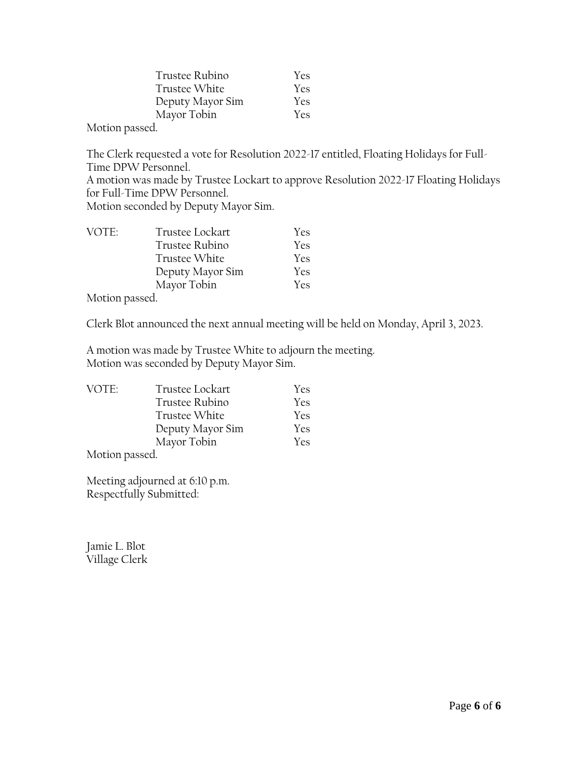| | | |
|---|---|---|
| | Trustee Rubino | Yes |
| | Trustee White | Yes |
| | Deputy Mayor Sim | Yes |
| | Mayor Tobin | Yes |

Motion passed.

The Clerk requested a vote for Resolution 2022-17 entitled, Floating Holidays for Full-Time DPW Personnel.
A motion was made by Trustee Lockart to approve Resolution 2022-17 Floating Holidays for Full-Time DPW Personnel.
Motion seconded by Deputy Mayor Sim.

| | | |
|---|---|---|
| VOTE: | Trustee Lockart | Yes |
| | Trustee Rubino | Yes |
| | Trustee White | Yes |
| | Deputy Mayor Sim | Yes |
| | Mayor Tobin | Yes |

Motion passed.

Clerk Blot announced the next annual meeting will be held on Monday, April 3, 2023.

A motion was made by Trustee White to adjourn the meeting.
Motion was seconded by Deputy Mayor Sim.

| | | |
|---|---|---|
| VOTE: | Trustee Lockart | Yes |
| | Trustee Rubino | Yes |
| | Trustee White | Yes |
| | Deputy Mayor Sim | Yes |
| | Mayor Tobin | Yes |

Motion passed.

Meeting adjourned at 6:10 p.m.
Respectfully Submitted:

Jamie L. Blot
Village Clerk